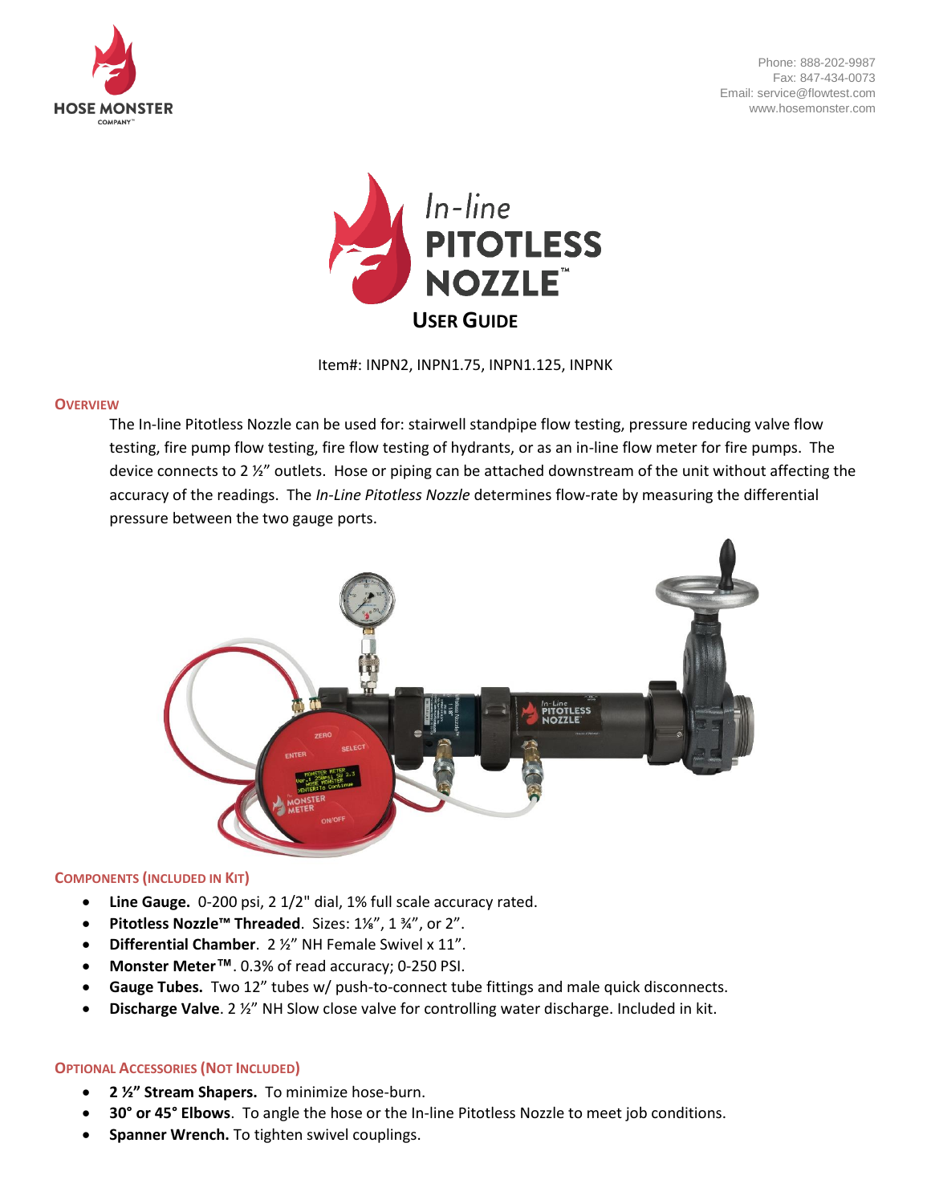HOSE MONSTER COMPANY™

Phone: 888-202-9987
Fax: 847-434-0073
Email: service@flowtest.com
www.hosemonster.com

# In-line PITOTLESS NOZZLE™

## USER GUIDE

Item#: INPN2, INPN1.75, INPN1.125, INPNK

### OVERVIEW

The In-line Pitotless Nozzle can be used for: stairwell standpipe flow testing, pressure reducing valve flow testing, fire pump flow testing, fire flow testing of hydrants, or as an in-line flow meter for fire pumps. The device connects to 2 ½" outlets. Hose or piping can be attached downstream of the unit without affecting the accuracy of the readings. The *In-Line Pitotless Nozzle* determines flow-rate by measuring the differential pressure between the two gauge ports.

### COMPONENTS (INCLUDED IN KIT)

- **Line Gauge.** 0-200 psi, 2 1/2" dial, 1% full scale accuracy rated.
- **Pitotless Nozzle™ Threaded**. Sizes: 1⅛", 1 ¾", or 2".
- **Differential Chamber**. 2 ½" NH Female Swivel x 11".
- **Monster Meter™**. 0.3% of read accuracy; 0-250 PSI.
- **Gauge Tubes.** Two 12" tubes w/ push-to-connect tube fittings and male quick disconnects.
- **Discharge Valve**. 2 ½" NH Slow close valve for controlling water discharge. Included in kit.

### OPTIONAL ACCESSORIES (NOT INCLUDED)

- **2 ½" Stream Shapers.** To minimize hose-burn.
- **30° or 45° Elbows**. To angle the hose or the In-line Pitotless Nozzle to meet job conditions.
- **Spanner Wrench.** To tighten swivel couplings.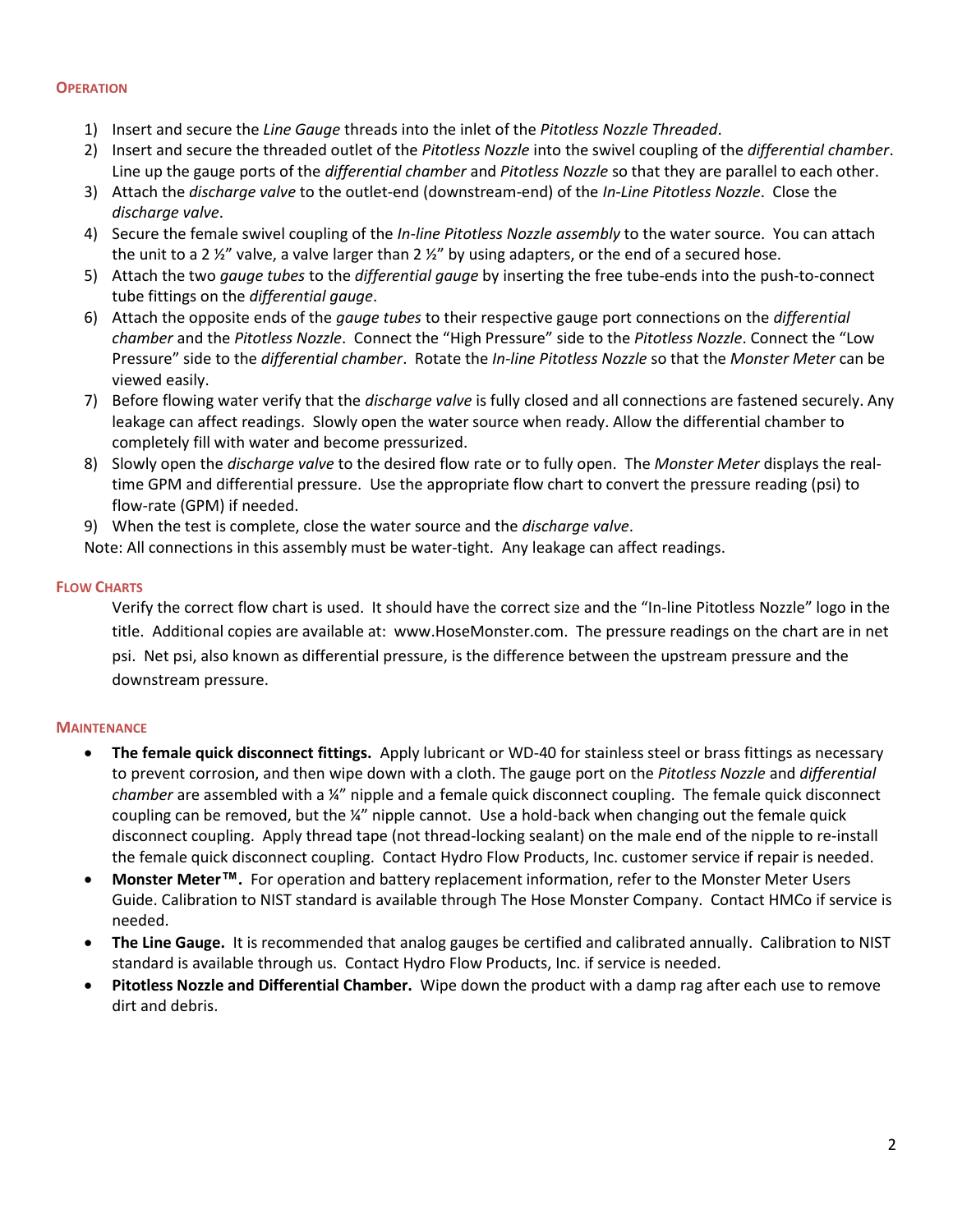## Operation

1) Insert and secure the *Line Gauge* threads into the inlet of the *Pitotless Nozzle Threaded*.
2) Insert and secure the threaded outlet of the *Pitotless Nozzle* into the swivel coupling of the *differential chamber*. Line up the gauge ports of the *differential chamber* and *Pitotless Nozzle* so that they are parallel to each other.
3) Attach the *discharge valve* to the outlet-end (downstream-end) of the *In-Line Pitotless Nozzle*. Close the *discharge valve*.
4) Secure the female swivel coupling of the *In-line Pitotless Nozzle assembly* to the water source. You can attach the unit to a 2 ½" valve, a valve larger than 2 ½" by using adapters, or the end of a secured hose.
5) Attach the two *gauge tubes* to the *differential gauge* by inserting the free tube-ends into the push-to-connect tube fittings on the *differential gauge*.
6) Attach the opposite ends of the *gauge tubes* to their respective gauge port connections on the *differential chamber* and the *Pitotless Nozzle*. Connect the "High Pressure" side to the *Pitotless Nozzle*. Connect the "Low Pressure" side to the *differential chamber*. Rotate the *In-line Pitotless Nozzle* so that the *Monster Meter* can be viewed easily.
7) Before flowing water verify that the *discharge valve* is fully closed and all connections are fastened securely. Any leakage can affect readings. Slowly open the water source when ready. Allow the differential chamber to completely fill with water and become pressurized.
8) Slowly open the *discharge valve* to the desired flow rate or to fully open. The *Monster Meter* displays the real-time GPM and differential pressure. Use the appropriate flow chart to convert the pressure reading (psi) to flow-rate (GPM) if needed.
9) When the test is complete, close the water source and the *discharge valve*.

Note: All connections in this assembly must be water-tight. Any leakage can affect readings.

## Flow Charts

Verify the correct flow chart is used. It should have the correct size and the "In-line Pitotless Nozzle" logo in the title. Additional copies are available at: www.HoseMonster.com. The pressure readings on the chart are in net psi. Net psi, also known as differential pressure, is the difference between the upstream pressure and the downstream pressure.

## Maintenance

- **The female quick disconnect fittings.** Apply lubricant or WD-40 for stainless steel or brass fittings as necessary to prevent corrosion, and then wipe down with a cloth. The gauge port on the *Pitotless Nozzle* and *differential chamber* are assembled with a ¼" nipple and a female quick disconnect coupling. The female quick disconnect coupling can be removed, but the ¼" nipple cannot. Use a hold-back when changing out the female quick disconnect coupling. Apply thread tape (not thread-locking sealant) on the male end of the nipple to re-install the female quick disconnect coupling. Contact Hydro Flow Products, Inc. customer service if repair is needed.
- **Monster Meter™.** For operation and battery replacement information, refer to the Monster Meter Users Guide. Calibration to NIST standard is available through The Hose Monster Company. Contact HMCo if service is needed.
- **The Line Gauge.** It is recommended that analog gauges be certified and calibrated annually. Calibration to NIST standard is available through us. Contact Hydro Flow Products, Inc. if service is needed.
- **Pitotless Nozzle and Differential Chamber.** Wipe down the product with a damp rag after each use to remove dirt and debris.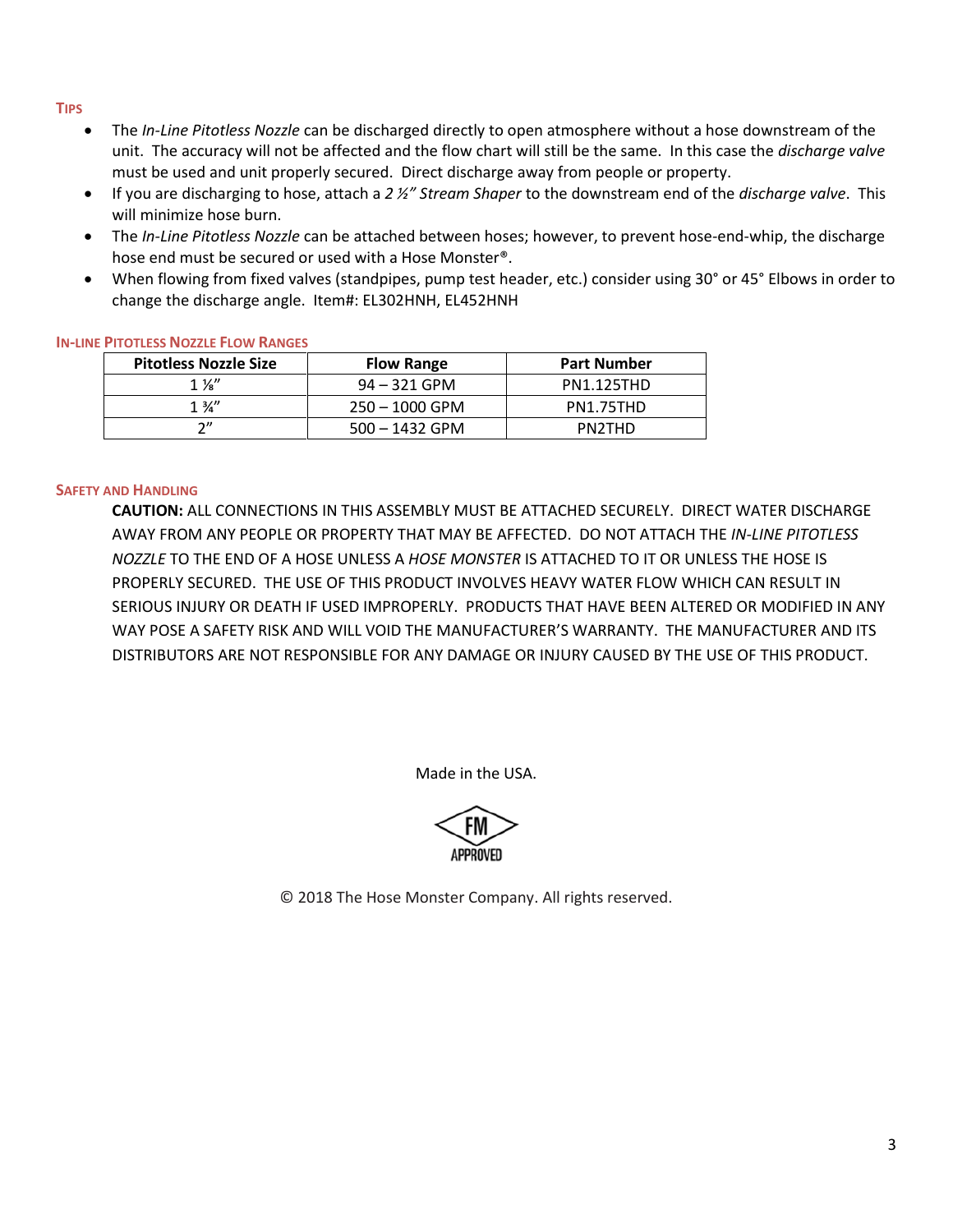## Tips

- The *In-Line Pitotless Nozzle* can be discharged directly to open atmosphere without a hose downstream of the unit. The accuracy will not be affected and the flow chart will still be the same. In this case the *discharge valve* must be used and unit properly secured. Direct discharge away from people or property.
- If you are discharging to hose, attach a *2 ½" Stream Shaper* to the downstream end of the *discharge valve*. This will minimize hose burn.
- The *In-Line Pitotless Nozzle* can be attached between hoses; however, to prevent hose-end-whip, the discharge hose end must be secured or used with a Hose Monster®.
- When flowing from fixed valves (standpipes, pump test header, etc.) consider using 30° or 45° Elbows in order to change the discharge angle. Item#: EL302HNH, EL452HNH

## In-Line Pitotless Nozzle Flow Ranges

| Pitotless Nozzle Size | Flow Range | Part Number |
|---|---|---|
| 1 ⅛" | 94 – 321 GPM | PN1.125THD |
| 1 ¾" | 250 – 1000 GPM | PN1.75THD |
| 2" | 500 – 1432 GPM | PN2THD |

## Safety and Handling

**CAUTION:** ALL CONNECTIONS IN THIS ASSEMBLY MUST BE ATTACHED SECURELY. DIRECT WATER DISCHARGE AWAY FROM ANY PEOPLE OR PROPERTY THAT MAY BE AFFECTED. DO NOT ATTACH THE *IN-LINE PITOTLESS NOZZLE* TO THE END OF A HOSE UNLESS A *HOSE MONSTER* IS ATTACHED TO IT OR UNLESS THE HOSE IS PROPERLY SECURED. THE USE OF THIS PRODUCT INVOLVES HEAVY WATER FLOW WHICH CAN RESULT IN SERIOUS INJURY OR DEATH IF USED IMPROPERLY. PRODUCTS THAT HAVE BEEN ALTERED OR MODIFIED IN ANY WAY POSE A SAFETY RISK AND WILL VOID THE MANUFACTURER'S WARRANTY. THE MANUFACTURER AND ITS DISTRIBUTORS ARE NOT RESPONSIBLE FOR ANY DAMAGE OR INJURY CAUSED BY THE USE OF THIS PRODUCT.

Made in the USA.

FM APPROVED

© 2018 The Hose Monster Company. All rights reserved.